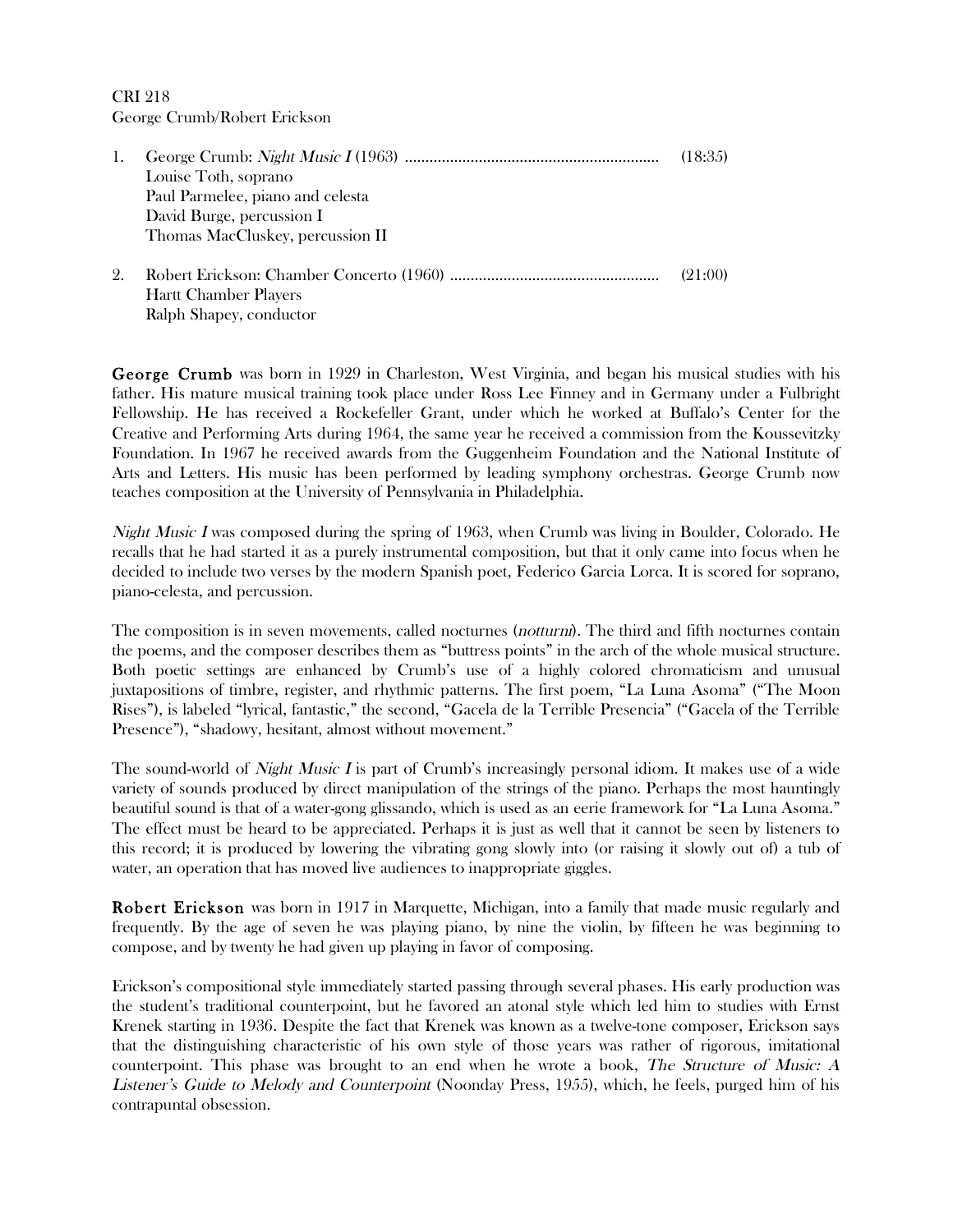CRI 218
George Crumb/Robert Erickson

1. George Crumb: *Night Music I* (1963) ............................................................ (18:35)
   Louise Toth, soprano
   Paul Parmelee, piano and celesta
   David Burge, percussion I
   Thomas MacCluskey, percussion II

2. Robert Erickson: Chamber Concerto (1960) .................................................. (21:00)
   Hartt Chamber Players
   Ralph Shapey, conductor

**George Crumb** was born in 1929 in Charleston, West Virginia, and began his musical studies with his father. His mature musical training took place under Ross Lee Finney and in Germany under a Fulbright Fellowship. He has received a Rockefeller Grant, under which he worked at Buffalo's Center for the Creative and Performing Arts during 1964, the same year he received a commission from the Koussevitzky Foundation. In 1967 he received awards from the Guggenheim Foundation and the National Institute of Arts and Letters. His music has been performed by leading symphony orchestras. George Crumb now teaches composition at the University of Pennsylvania in Philadelphia.

*Night Music I* was composed during the spring of 1963, when Crumb was living in Boulder, Colorado. He recalls that he had started it as a purely instrumental composition, but that it only came into focus when he decided to include two verses by the modern Spanish poet, Federico Garcia Lorca. It is scored for soprano, piano-celesta, and percussion.

The composition is in seven movements, called nocturnes (*notturni*). The third and fifth nocturnes contain the poems, and the composer describes them as "buttress points" in the arch of the whole musical structure. Both poetic settings are enhanced by Crumb's use of a highly colored chromaticism and unusual juxtapositions of timbre, register, and rhythmic patterns. The first poem, "La Luna Asoma" ("The Moon Rises"), is labeled "lyrical, fantastic," the second, "Gacela de la Terrible Presencia" ("Gacela of the Terrible Presence"), "shadowy, hesitant, almost without movement."

The sound-world of *Night Music I* is part of Crumb's increasingly personal idiom. It makes use of a wide variety of sounds produced by direct manipulation of the strings of the piano. Perhaps the most hauntingly beautiful sound is that of a water-gong glissando, which is used as an eerie framework for "La Luna Asoma." The effect must be heard to be appreciated. Perhaps it is just as well that it cannot be seen by listeners to this record; it is produced by lowering the vibrating gong slowly into (or raising it slowly out of) a tub of water, an operation that has moved live audiences to inappropriate giggles.

**Robert Erickson** was born in 1917 in Marquette, Michigan, into a family that made music regularly and frequently. By the age of seven he was playing piano, by nine the violin, by fifteen he was beginning to compose, and by twenty he had given up playing in favor of composing.

Erickson's compositional style immediately started passing through several phases. His early production was the student's traditional counterpoint, but he favored an atonal style which led him to studies with Ernst Krenek starting in 1936. Despite the fact that Krenek was known as a twelve-tone composer, Erickson says that the distinguishing characteristic of his own style of those years was rather of rigorous, imitational counterpoint. This phase was brought to an end when he wrote a book, *The Structure of Music: A Listener's Guide to Melody and Counterpoint* (Noonday Press, 1955), which, he feels, purged him of his contrapuntal obsession.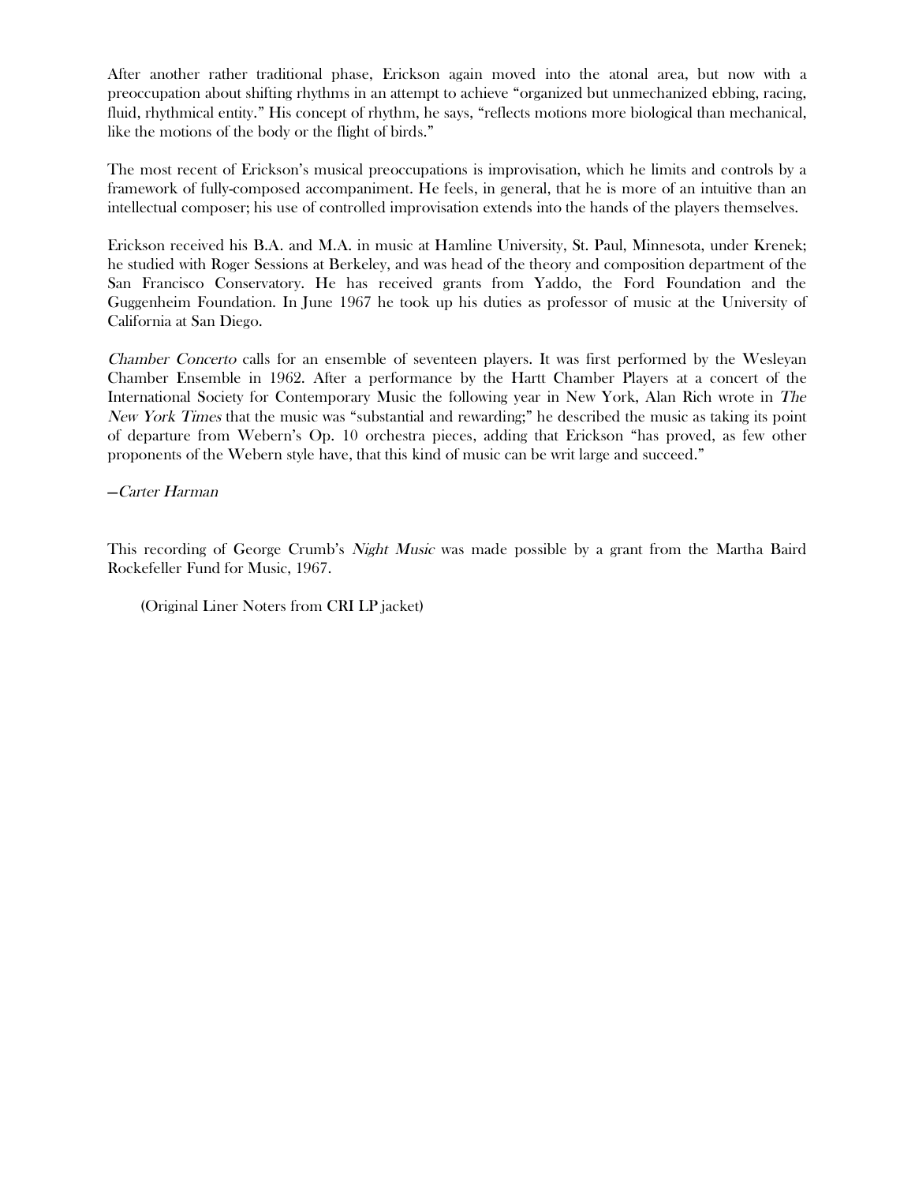After another rather traditional phase, Erickson again moved into the atonal area, but now with a preoccupation about shifting rhythms in an attempt to achieve "organized but unmechanized ebbing, racing, fluid, rhythmical entity." His concept of rhythm, he says, "reflects motions more biological than mechanical, like the motions of the body or the flight of birds."

The most recent of Erickson's musical preoccupations is improvisation, which he limits and controls by a framework of fully-composed accompaniment. He feels, in general, that he is more of an intuitive than an intellectual composer; his use of controlled improvisation extends into the hands of the players themselves.

Erickson received his B.A. and M.A. in music at Hamline University, St. Paul, Minnesota, under Krenek; he studied with Roger Sessions at Berkeley, and was head of the theory and composition department of the San Francisco Conservatory. He has received grants from Yaddo, the Ford Foundation and the Guggenheim Foundation. In June 1967 he took up his duties as professor of music at the University of California at San Diego.

*Chamber Concerto* calls for an ensemble of seventeen players. It was first performed by the Wesleyan Chamber Ensemble in 1962. After a performance by the Hartt Chamber Players at a concert of the International Society for Contemporary Music the following year in New York, Alan Rich wrote in *The New York Times* that the music was "substantial and rewarding;" he described the music as taking its point of departure from Webern's Op. 10 orchestra pieces, adding that Erickson "has proved, as few other proponents of the Webern style have, that this kind of music can be writ large and succeed."

—*Carter Harman*

This recording of George Crumb's *Night Music* was made possible by a grant from the Martha Baird Rockefeller Fund for Music, 1967.

(Original Liner Noters from CRI LP jacket)